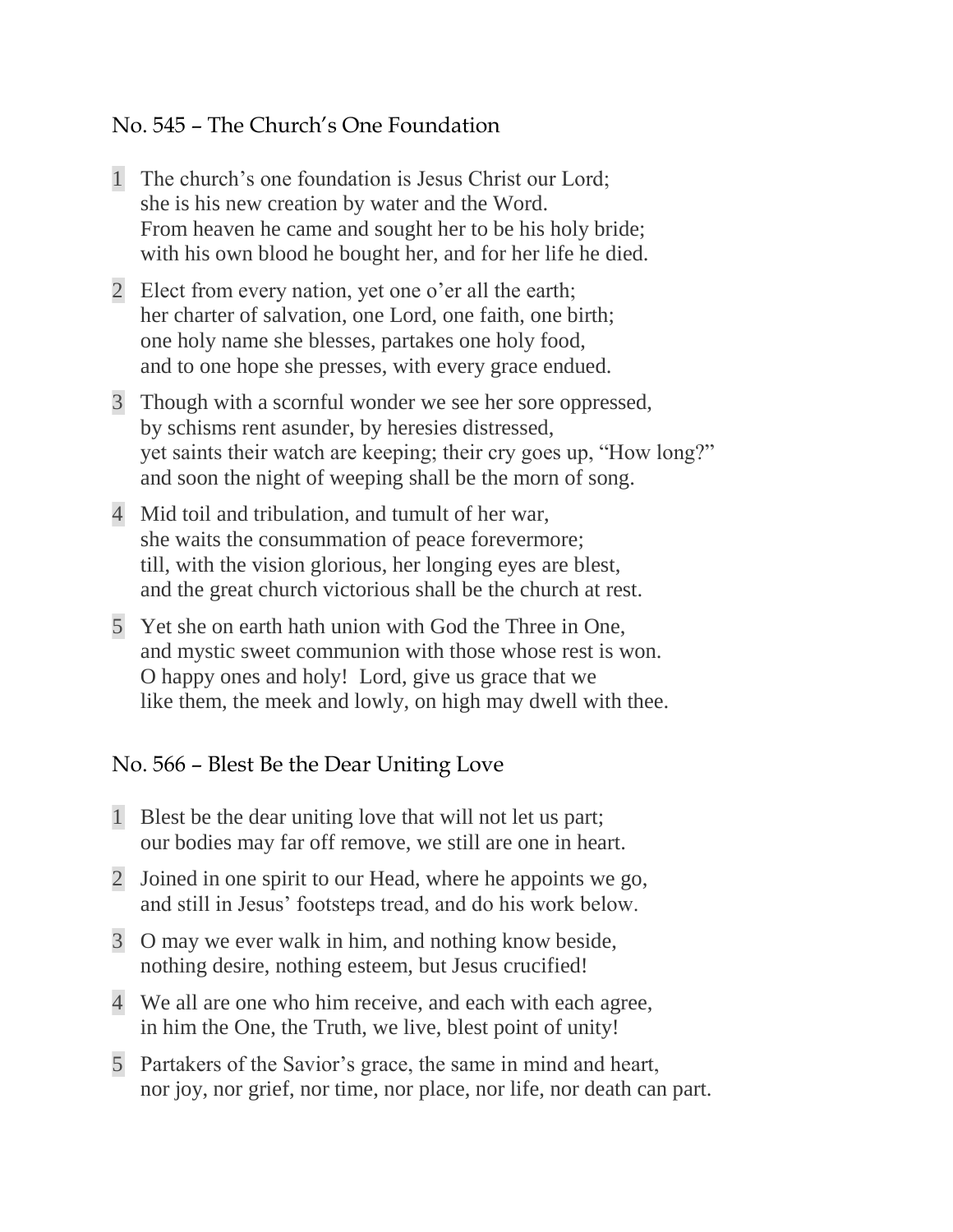## No. 545 – The Church's One Foundation

1 The church's one foundation is Jesus Christ our Lord;
she is his new creation by water and the Word.
From heaven he came and sought her to be his holy bride;
with his own blood he bought her, and for her life he died.

2 Elect from every nation, yet one o'er all the earth;
her charter of salvation, one Lord, one faith, one birth;
one holy name she blesses, partakes one holy food,
and to one hope she presses, with every grace endued.

3 Though with a scornful wonder we see her sore oppressed,
by schisms rent asunder, by heresies distressed,
yet saints their watch are keeping; their cry goes up, "How long?"
and soon the night of weeping shall be the morn of song.

4 Mid toil and tribulation, and tumult of her war,
she waits the consummation of peace forevermore;
till, with the vision glorious, her longing eyes are blest,
and the great church victorious shall be the church at rest.

5 Yet she on earth hath union with God the Three in One,
and mystic sweet communion with those whose rest is won.
O happy ones and holy! Lord, give us grace that we
like them, the meek and lowly, on high may dwell with thee.

## No. 566 – Blest Be the Dear Uniting Love

1 Blest be the dear uniting love that will not let us part;
our bodies may far off remove, we still are one in heart.

2 Joined in one spirit to our Head, where he appoints we go,
and still in Jesus' footsteps tread, and do his work below.

3 O may we ever walk in him, and nothing know beside,
nothing desire, nothing esteem, but Jesus crucified!

4 We all are one who him receive, and each with each agree,
in him the One, the Truth, we live, blest point of unity!

5 Partakers of the Savior's grace, the same in mind and heart,
nor joy, nor grief, nor time, nor place, nor life, nor death can part.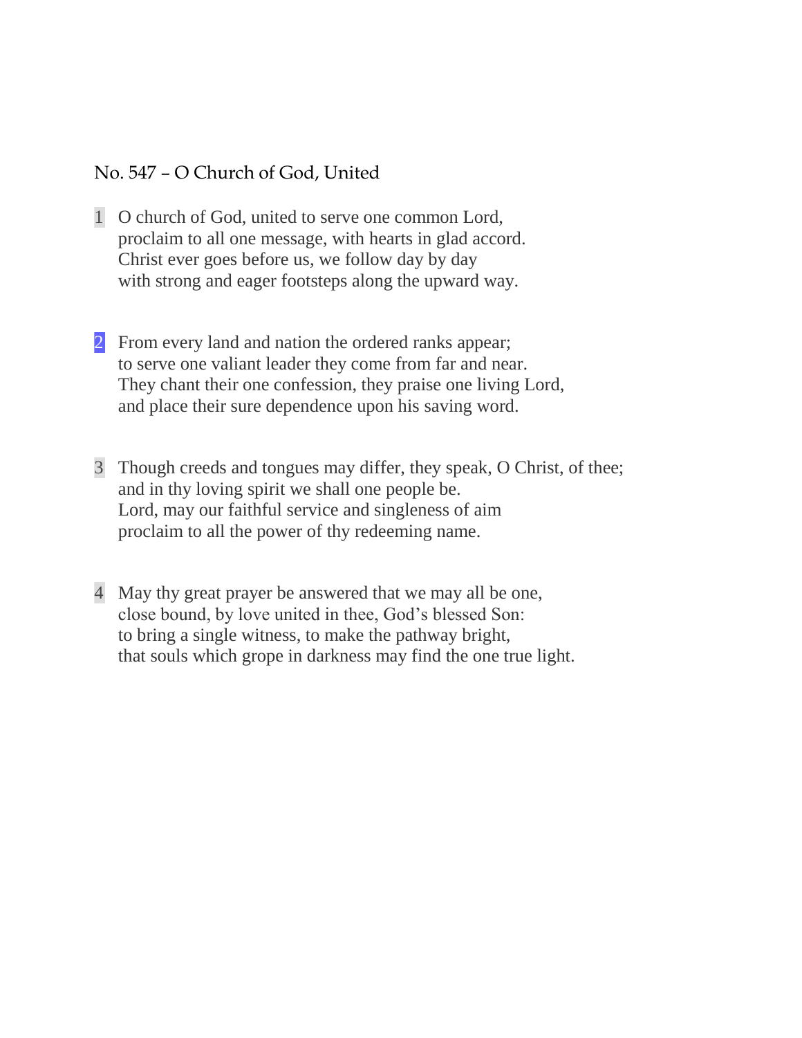## No. 547 – O Church of God, United

1 O church of God, united to serve one common Lord,
proclaim to all one message, with hearts in glad accord.
Christ ever goes before us, we follow day by day
with strong and eager footsteps along the upward way.

2 From every land and nation the ordered ranks appear;
to serve one valiant leader they come from far and near.
They chant their one confession, they praise one living Lord,
and place their sure dependence upon his saving word.

3 Though creeds and tongues may differ, they speak, O Christ, of thee;
and in thy loving spirit we shall one people be.
Lord, may our faithful service and singleness of aim
proclaim to all the power of thy redeeming name.

4 May thy great prayer be answered that we may all be one,
close bound, by love united in thee, God's blessed Son:
to bring a single witness, to make the pathway bright,
that souls which grope in darkness may find the one true light.